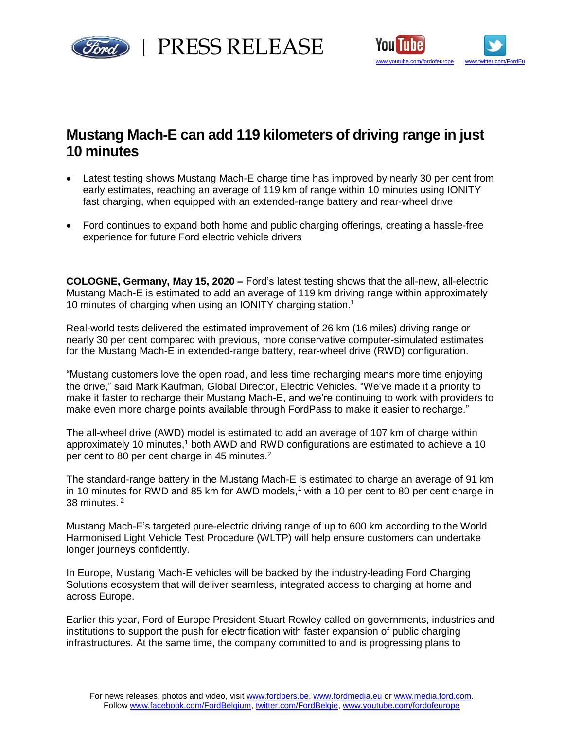# Mustang Mach-E can add 119 kilometers of driving range in just 10 minutes

- Latest testing shows Mustang Mach-E charge time has improved by nearly 30 per cent from early estimates, reaching an average of 119 km of range within 10 minutes using IONITY fast charging, when equipped with an extended-range battery and rear-wheel drive
- Ford continues to expand both home and public charging offerings, creating a hassle-free experience for future Ford electric vehicle drivers

**COLOGNE, Germany, May 15, 2020 –** Ford's latest testing shows that the all-new, all-electric Mustang Mach-E is estimated to add an average of 119 km driving range within approximately 10 minutes of charging when using an IONITY charging station.[1]

Real-world tests delivered the estimated improvement of 26 km (16 miles) driving range or nearly 30 per cent compared with previous, more conservative computer-simulated estimates for the Mustang Mach-E in extended-range battery, rear-wheel drive (RWD) configuration.

"Mustang customers love the open road, and less time recharging means more time enjoying the drive," said Mark Kaufman, Global Director, Electric Vehicles. "We've made it a priority to make it faster to recharge their Mustang Mach-E, and we're continuing to work with providers to make even more charge points available through FordPass to make it easier to recharge."

The all-wheel drive (AWD) model is estimated to add an average of 107 km of charge within approximately 10 minutes,[1] both AWD and RWD configurations are estimated to achieve a 10 per cent to 80 per cent charge in 45 minutes.[2]

The standard-range battery in the Mustang Mach-E is estimated to charge an average of 91 km in 10 minutes for RWD and 85 km for AWD models,[1] with a 10 per cent to 80 per cent charge in 38 minutes. [2]

Mustang Mach-E's targeted pure-electric driving range of up to 600 km according to the World Harmonised Light Vehicle Test Procedure (WLTP) will help ensure customers can undertake longer journeys confidently.

In Europe, Mustang Mach-E vehicles will be backed by the industry-leading Ford Charging Solutions ecosystem that will deliver seamless, integrated access to charging at home and across Europe.

Earlier this year, Ford of Europe President Stuart Rowley called on governments, industries and institutions to support the push for electrification with faster expansion of public charging infrastructures. At the same time, the company committed to and is progressing plans to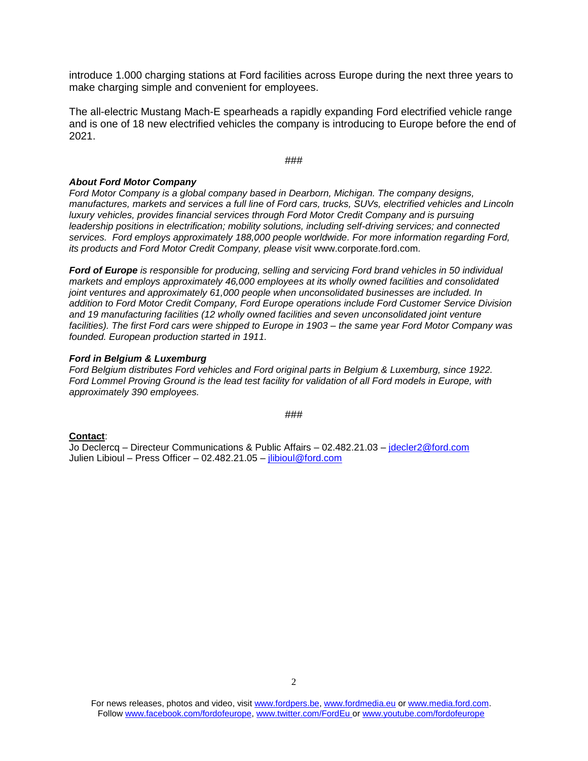introduce 1.000 charging stations at Ford facilities across Europe during the next three years to make charging simple and convenient for employees.

The all-electric Mustang Mach-E spearheads a rapidly expanding Ford electrified vehicle range and is one of 18 new electrified vehicles the company is introducing to Europe before the end of 2021.

###

***About Ford Motor Company***
*Ford Motor Company is a global company based in Dearborn, Michigan. The company designs, manufactures, markets and services a full line of Ford cars, trucks, SUVs, electrified vehicles and Lincoln luxury vehicles, provides financial services through Ford Motor Credit Company and is pursuing leadership positions in electrification; mobility solutions, including self-driving services; and connected services. Ford employs approximately 188,000 people worldwide. For more information regarding Ford, its products and Ford Motor Credit Company, please visit* www.corporate.ford.com*.*

***Ford of Europe*** *is responsible for producing, selling and servicing Ford brand vehicles in 50 individual markets and employs approximately 46,000 employees at its wholly owned facilities and consolidated joint ventures and approximately 61,000 people when unconsolidated businesses are included. In addition to Ford Motor Credit Company, Ford Europe operations include Ford Customer Service Division and 19 manufacturing facilities (12 wholly owned facilities and seven unconsolidated joint venture facilities). The first Ford cars were shipped to Europe in 1903 – the same year Ford Motor Company was founded. European production started in 1911.*

***Ford in Belgium & Luxemburg***
*Ford Belgium distributes Ford vehicles and Ford original parts in Belgium & Luxemburg, since 1922. Ford Lommel Proving Ground is the lead test facility for validation of all Ford models in Europe, with approximately 390 employees.*

###

**Contact**:
Jo Declercq – Directeur Communications & Public Affairs – 02.482.21.03 – jdecler2@ford.com
Julien Libioul – Press Officer – 02.482.21.05 – jlibioul@ford.com

For news releases, photos and video, visit www.fordpers.be, www.fordmedia.eu or www.media.ford.com.
Follow www.facebook.com/fordofeurope, www.twitter.com/FordEu or www.youtube.com/fordofeurope